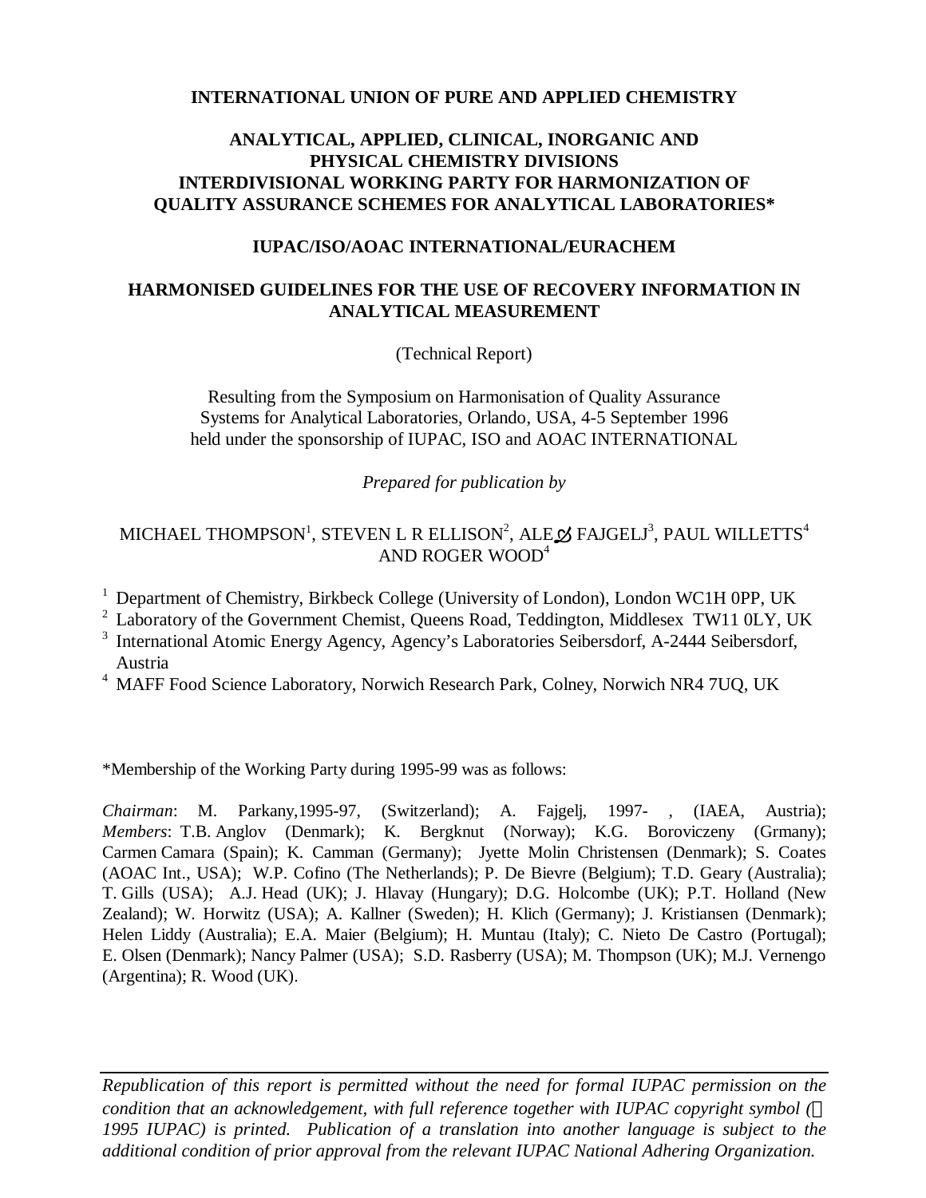**INTERNATIONAL UNION OF PURE AND APPLIED CHEMISTRY**

**ANALYTICAL, APPLIED, CLINICAL, INORGANIC AND PHYSICAL CHEMISTRY DIVISIONS**
**INTERDIVISIONAL WORKING PARTY FOR HARMONIZATION OF QUALITY ASSURANCE SCHEMES FOR ANALYTICAL LABORATORIES***

**IUPAC/ISO/AOAC INTERNATIONAL/EURACHEM**

# HARMONISED GUIDELINES FOR THE USE OF RECOVERY INFORMATION IN ANALYTICAL MEASUREMENT

(Technical Report)

Resulting from the Symposium on Harmonisation of Quality Assurance Systems for Analytical Laboratories, Orlando, USA, 4-5 September 1996 held under the sponsorship of IUPAC, ISO and AOAC INTERNATIONAL

*Prepared for publication by*

MICHAEL THOMPSON[1], STEVEN L R ELLISON[2], ALEŠ FAJGELJ[3], PAUL WILLETTS[4] AND ROGER WOOD[4]

[1] Department of Chemistry, Birkbeck College (University of London), London WC1H 0PP, UK
[2] Laboratory of the Government Chemist, Queens Road, Teddington, Middlesex TW11 0LY, UK
[3] International Atomic Energy Agency, Agency's Laboratories Seibersdorf, A-2444 Seibersdorf, Austria
[4] MAFF Food Science Laboratory, Norwich Research Park, Colney, Norwich NR4 7UQ, UK

*Membership of the Working Party during 1995-99 was as follows:

*Chairman*: M. Parkany,1995-97, (Switzerland); A. Fajgelj, 1997- , (IAEA, Austria); *Members*: T.B. Anglov (Denmark); K. Bergknut (Norway); K.G. Boroviczeny (Grmany); Carmen Camara (Spain); K. Camman (Germany); Jyette Molin Christensen (Denmark); S. Coates (AOAC Int., USA); W.P. Cofino (The Netherlands); P. De Bievre (Belgium); T.D. Geary (Australia); T. Gills (USA); A.J. Head (UK); J. Hlavay (Hungary); D.G. Holcombe (UK); P.T. Holland (New Zealand); W. Horwitz (USA); A. Kallner (Sweden); H. Klich (Germany); J. Kristiansen (Denmark); Helen Liddy (Australia); E.A. Maier (Belgium); H. Muntau (Italy); C. Nieto De Castro (Portugal); E. Olsen (Denmark); Nancy Palmer (USA); S.D. Rasberry (USA); M. Thompson (UK); M.J. Vernengo (Argentina); R. Wood (UK).

*Republication of this report is permitted without the need for formal IUPAC permission on the condition that an acknowledgement, with full reference together with IUPAC copyright symbol (© 1995 IUPAC) is printed. Publication of a translation into another language is subject to the additional condition of prior approval from the relevant IUPAC National Adhering Organization.*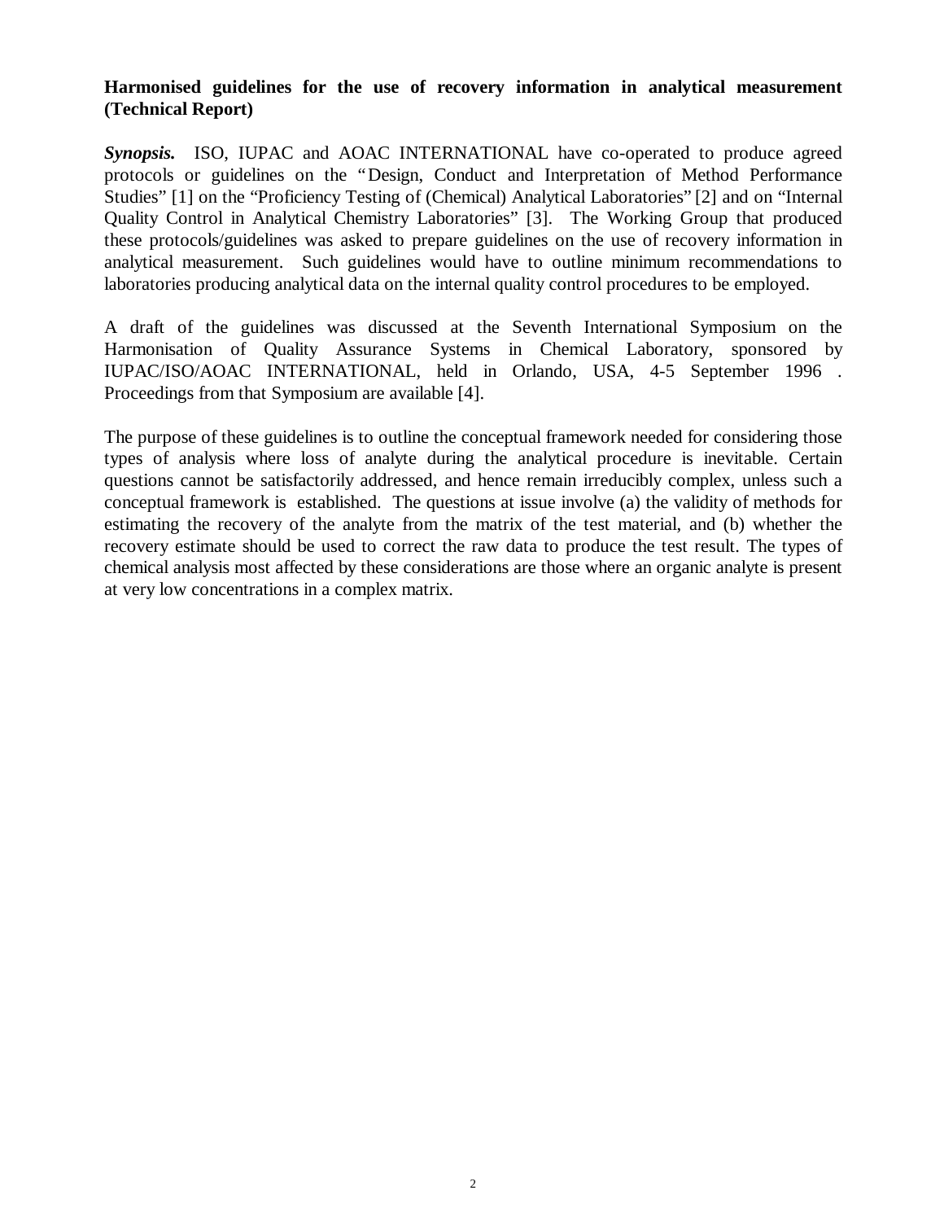**Harmonised guidelines for the use of recovery information in analytical measurement (Technical Report)**

***Synopsis.*** ISO, IUPAC and AOAC INTERNATIONAL have co-operated to produce agreed protocols or guidelines on the "Design, Conduct and Interpretation of Method Performance Studies" [1] on the "Proficiency Testing of (Chemical) Analytical Laboratories" [2] and on "Internal Quality Control in Analytical Chemistry Laboratories" [3]. The Working Group that produced these protocols/guidelines was asked to prepare guidelines on the use of recovery information in analytical measurement. Such guidelines would have to outline minimum recommendations to laboratories producing analytical data on the internal quality control procedures to be employed.

A draft of the guidelines was discussed at the Seventh International Symposium on the Harmonisation of Quality Assurance Systems in Chemical Laboratory, sponsored by IUPAC/ISO/AOAC INTERNATIONAL, held in Orlando, USA, 4-5 September 1996 . Proceedings from that Symposium are available [4].

The purpose of these guidelines is to outline the conceptual framework needed for considering those types of analysis where loss of analyte during the analytical procedure is inevitable. Certain questions cannot be satisfactorily addressed, and hence remain irreducibly complex, unless such a conceptual framework is established. The questions at issue involve (a) the validity of methods for estimating the recovery of the analyte from the matrix of the test material, and (b) whether the recovery estimate should be used to correct the raw data to produce the test result. The types of chemical analysis most affected by these considerations are those where an organic analyte is present at very low concentrations in a complex matrix.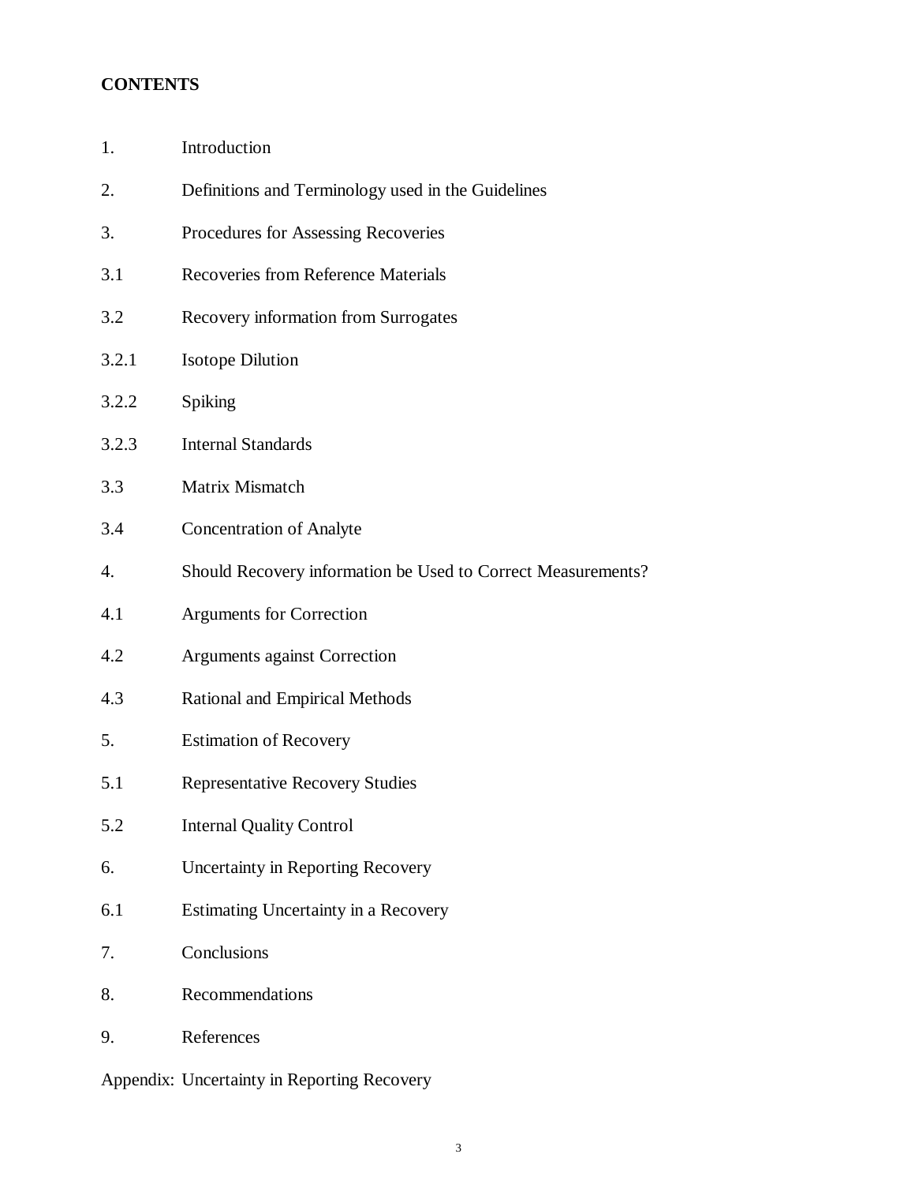**CONTENTS**

1. Introduction
2. Definitions and Terminology used in the Guidelines
3. Procedures for Assessing Recoveries
3.1 Recoveries from Reference Materials
3.2 Recovery information from Surrogates
3.2.1 Isotope Dilution
3.2.2 Spiking
3.2.3 Internal Standards
3.3 Matrix Mismatch
3.4 Concentration of Analyte
4. Should Recovery information be Used to Correct Measurements?
4.1 Arguments for Correction
4.2 Arguments against Correction
4.3 Rational and Empirical Methods
5. Estimation of Recovery
5.1 Representative Recovery Studies
5.2 Internal Quality Control
6. Uncertainty in Reporting Recovery
6.1 Estimating Uncertainty in a Recovery
7. Conclusions
8. Recommendations
9. References

Appendix: Uncertainty in Reporting Recovery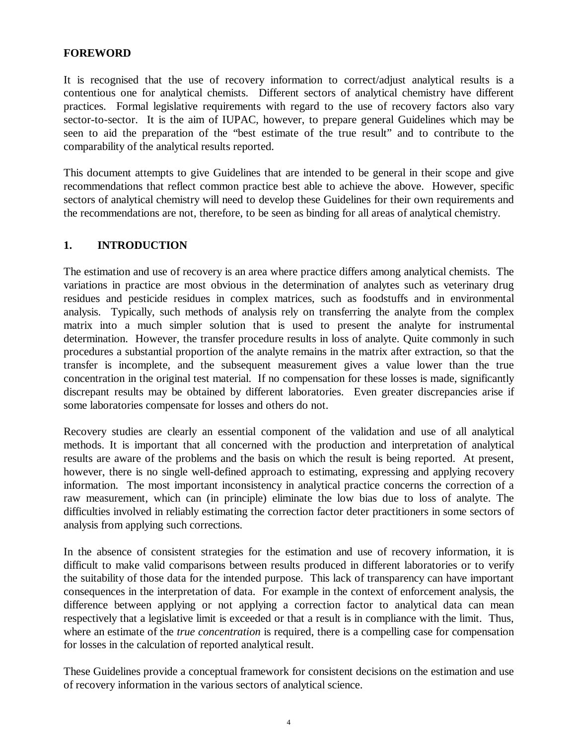## FOREWORD

It is recognised that the use of recovery information to correct/adjust analytical results is a contentious one for analytical chemists. Different sectors of analytical chemistry have different practices. Formal legislative requirements with regard to the use of recovery factors also vary sector-to-sector. It is the aim of IUPAC, however, to prepare general Guidelines which may be seen to aid the preparation of the "best estimate of the true result" and to contribute to the comparability of the analytical results reported.

This document attempts to give Guidelines that are intended to be general in their scope and give recommendations that reflect common practice best able to achieve the above. However, specific sectors of analytical chemistry will need to develop these Guidelines for their own requirements and the recommendations are not, therefore, to be seen as binding for all areas of analytical chemistry.

## 1. INTRODUCTION

The estimation and use of recovery is an area where practice differs among analytical chemists. The variations in practice are most obvious in the determination of analytes such as veterinary drug residues and pesticide residues in complex matrices, such as foodstuffs and in environmental analysis. Typically, such methods of analysis rely on transferring the analyte from the complex matrix into a much simpler solution that is used to present the analyte for instrumental determination. However, the transfer procedure results in loss of analyte. Quite commonly in such procedures a substantial proportion of the analyte remains in the matrix after extraction, so that the transfer is incomplete, and the subsequent measurement gives a value lower than the true concentration in the original test material. If no compensation for these losses is made, significantly discrepant results may be obtained by different laboratories. Even greater discrepancies arise if some laboratories compensate for losses and others do not.

Recovery studies are clearly an essential component of the validation and use of all analytical methods. It is important that all concerned with the production and interpretation of analytical results are aware of the problems and the basis on which the result is being reported. At present, however, there is no single well-defined approach to estimating, expressing and applying recovery information. The most important inconsistency in analytical practice concerns the correction of a raw measurement, which can (in principle) eliminate the low bias due to loss of analyte. The difficulties involved in reliably estimating the correction factor deter practitioners in some sectors of analysis from applying such corrections.

In the absence of consistent strategies for the estimation and use of recovery information, it is difficult to make valid comparisons between results produced in different laboratories or to verify the suitability of those data for the intended purpose. This lack of transparency can have important consequences in the interpretation of data. For example in the context of enforcement analysis, the difference between applying or not applying a correction factor to analytical data can mean respectively that a legislative limit is exceeded or that a result is in compliance with the limit. Thus, where an estimate of the *true concentration* is required, there is a compelling case for compensation for losses in the calculation of reported analytical result.

These Guidelines provide a conceptual framework for consistent decisions on the estimation and use of recovery information in the various sectors of analytical science.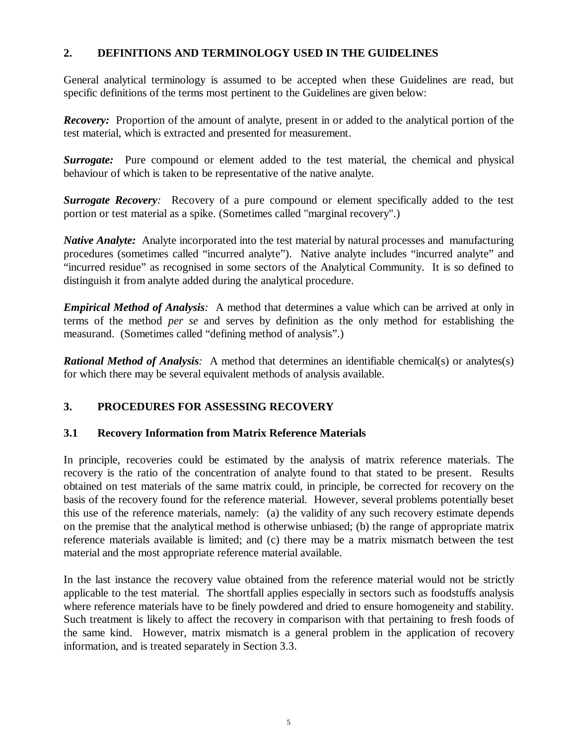## 2. DEFINITIONS AND TERMINOLOGY USED IN THE GUIDELINES

General analytical terminology is assumed to be accepted when these Guidelines are read, but specific definitions of the terms most pertinent to the Guidelines are given below:

***Recovery:*** Proportion of the amount of analyte, present in or added to the analytical portion of the test material, which is extracted and presented for measurement.

***Surrogate:*** Pure compound or element added to the test material, the chemical and physical behaviour of which is taken to be representative of the native analyte.

***Surrogate Recovery****:* Recovery of a pure compound or element specifically added to the test portion or test material as a spike. (Sometimes called "marginal recovery".)

***Native Analyte:*** Analyte incorporated into the test material by natural processes and manufacturing procedures (sometimes called "incurred analyte"). Native analyte includes "incurred analyte" and "incurred residue" as recognised in some sectors of the Analytical Community. It is so defined to distinguish it from analyte added during the analytical procedure.

***Empirical Method of Analysis****:* A method that determines a value which can be arrived at only in terms of the method *per se* and serves by definition as the only method for establishing the measurand. (Sometimes called "defining method of analysis".)

***Rational Method of Analysis****:* A method that determines an identifiable chemical(s) or analytes(s) for which there may be several equivalent methods of analysis available.

## 3. PROCEDURES FOR ASSESSING RECOVERY

### 3.1 Recovery Information from Matrix Reference Materials

In principle, recoveries could be estimated by the analysis of matrix reference materials. The recovery is the ratio of the concentration of analyte found to that stated to be present. Results obtained on test materials of the same matrix could, in principle, be corrected for recovery on the basis of the recovery found for the reference material. However, several problems potentially beset this use of the reference materials, namely: (a) the validity of any such recovery estimate depends on the premise that the analytical method is otherwise unbiased; (b) the range of appropriate matrix reference materials available is limited; and (c) there may be a matrix mismatch between the test material and the most appropriate reference material available.

In the last instance the recovery value obtained from the reference material would not be strictly applicable to the test material. The shortfall applies especially in sectors such as foodstuffs analysis where reference materials have to be finely powdered and dried to ensure homogeneity and stability. Such treatment is likely to affect the recovery in comparison with that pertaining to fresh foods of the same kind. However, matrix mismatch is a general problem in the application of recovery information, and is treated separately in Section 3.3.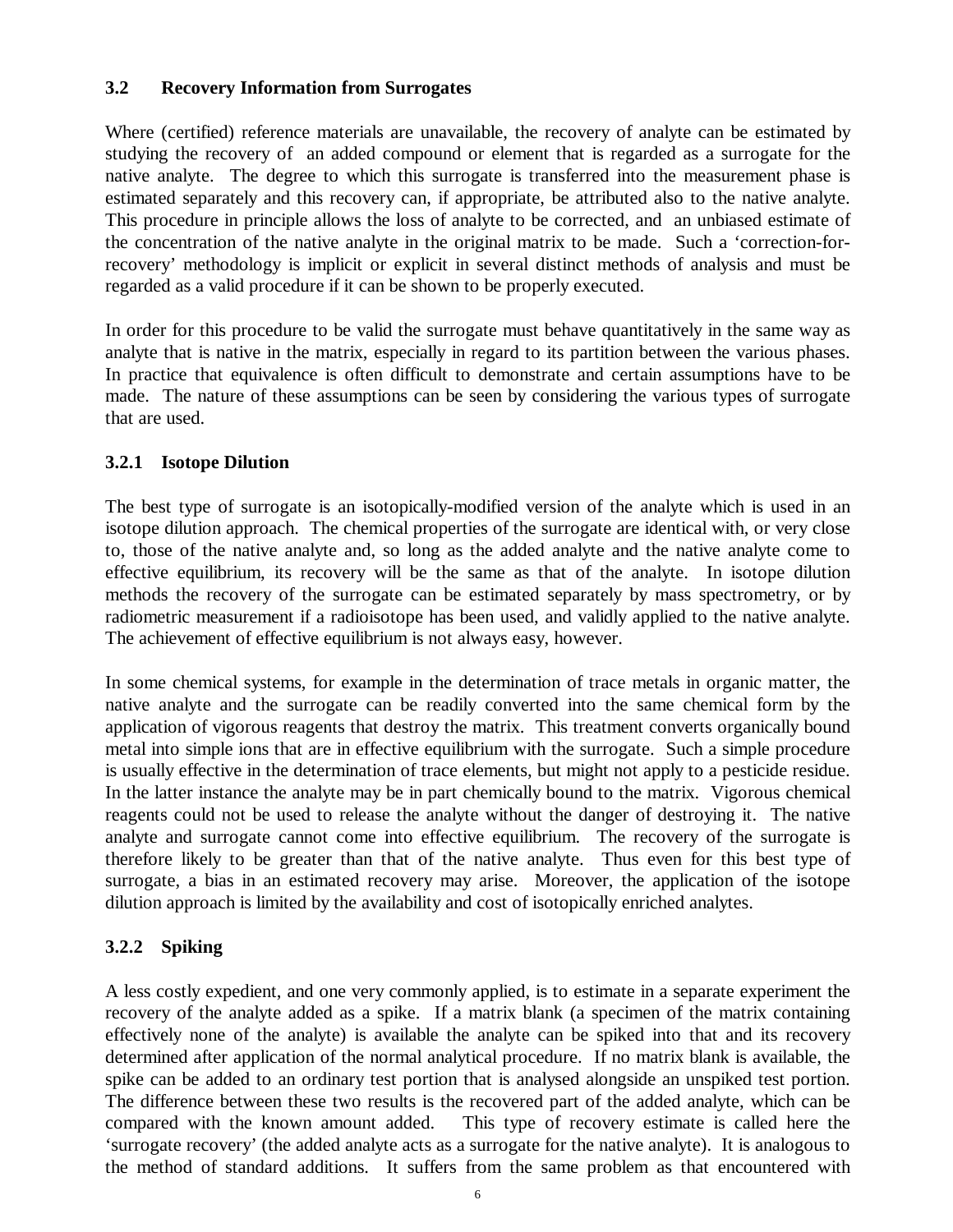### 3.2 Recovery Information from Surrogates

Where (certified) reference materials are unavailable, the recovery of analyte can be estimated by studying the recovery of an added compound or element that is regarded as a surrogate for the native analyte. The degree to which this surrogate is transferred into the measurement phase is estimated separately and this recovery can, if appropriate, be attributed also to the native analyte. This procedure in principle allows the loss of analyte to be corrected, and an unbiased estimate of the concentration of the native analyte in the original matrix to be made. Such a 'correction-for-recovery' methodology is implicit or explicit in several distinct methods of analysis and must be regarded as a valid procedure if it can be shown to be properly executed.

In order for this procedure to be valid the surrogate must behave quantitatively in the same way as analyte that is native in the matrix, especially in regard to its partition between the various phases. In practice that equivalence is often difficult to demonstrate and certain assumptions have to be made. The nature of these assumptions can be seen by considering the various types of surrogate that are used.

#### 3.2.1 Isotope Dilution

The best type of surrogate is an isotopically-modified version of the analyte which is used in an isotope dilution approach. The chemical properties of the surrogate are identical with, or very close to, those of the native analyte and, so long as the added analyte and the native analyte come to effective equilibrium, its recovery will be the same as that of the analyte. In isotope dilution methods the recovery of the surrogate can be estimated separately by mass spectrometry, or by radiometric measurement if a radioisotope has been used, and validly applied to the native analyte. The achievement of effective equilibrium is not always easy, however.

In some chemical systems, for example in the determination of trace metals in organic matter, the native analyte and the surrogate can be readily converted into the same chemical form by the application of vigorous reagents that destroy the matrix. This treatment converts organically bound metal into simple ions that are in effective equilibrium with the surrogate. Such a simple procedure is usually effective in the determination of trace elements, but might not apply to a pesticide residue. In the latter instance the analyte may be in part chemically bound to the matrix. Vigorous chemical reagents could not be used to release the analyte without the danger of destroying it. The native analyte and surrogate cannot come into effective equilibrium. The recovery of the surrogate is therefore likely to be greater than that of the native analyte. Thus even for this best type of surrogate, a bias in an estimated recovery may arise. Moreover, the application of the isotope dilution approach is limited by the availability and cost of isotopically enriched analytes.

#### 3.2.2 Spiking

A less costly expedient, and one very commonly applied, is to estimate in a separate experiment the recovery of the analyte added as a spike. If a matrix blank (a specimen of the matrix containing effectively none of the analyte) is available the analyte can be spiked into that and its recovery determined after application of the normal analytical procedure. If no matrix blank is available, the spike can be added to an ordinary test portion that is analysed alongside an unspiked test portion. The difference between these two results is the recovered part of the added analyte, which can be compared with the known amount added. This type of recovery estimate is called here the 'surrogate recovery' (the added analyte acts as a surrogate for the native analyte). It is analogous to the method of standard additions. It suffers from the same problem as that encountered with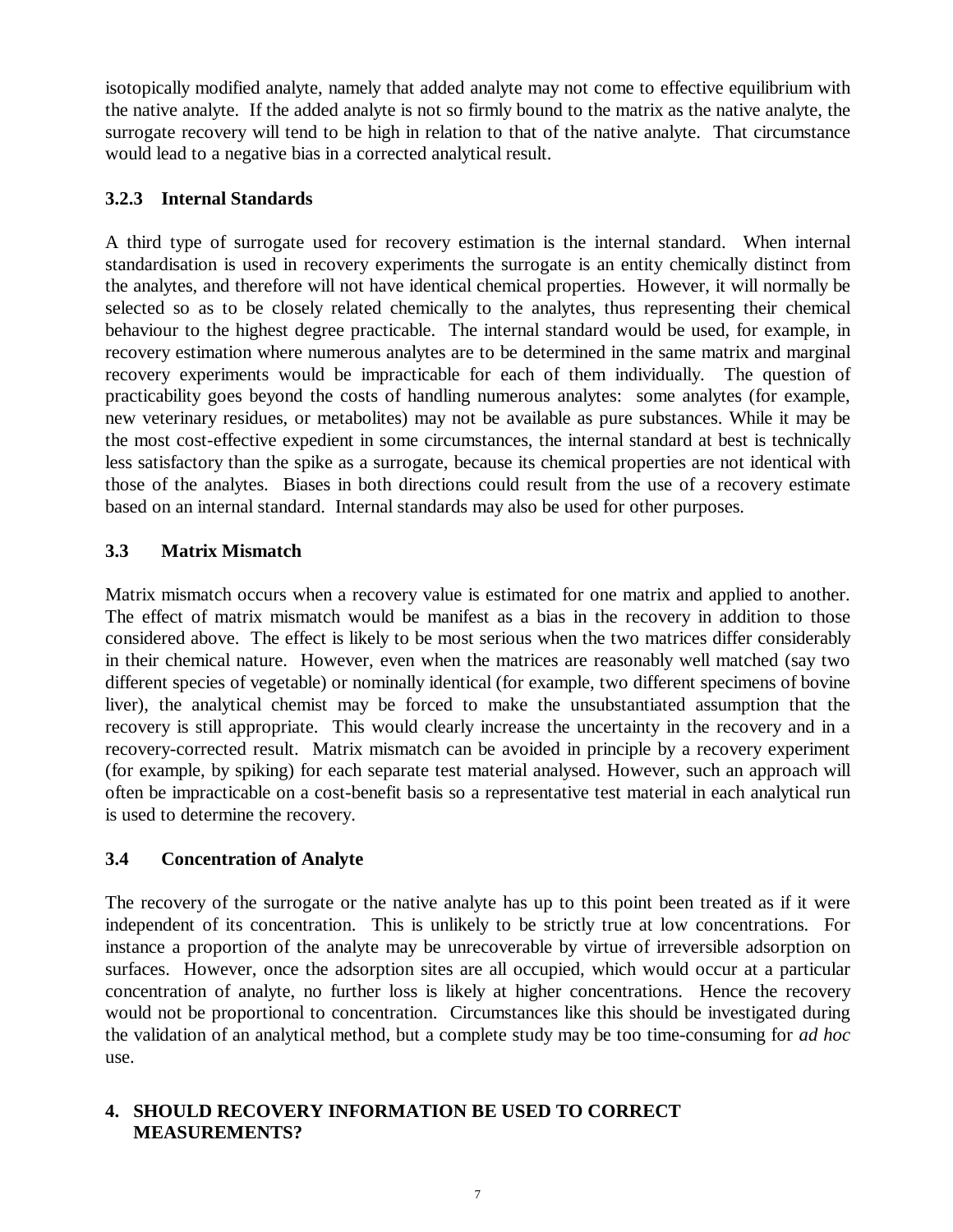isotopically modified analyte, namely that added analyte may not come to effective equilibrium with the native analyte. If the added analyte is not so firmly bound to the matrix as the native analyte, the surrogate recovery will tend to be high in relation to that of the native analyte. That circumstance would lead to a negative bias in a corrected analytical result.

### 3.2.3 Internal Standards

A third type of surrogate used for recovery estimation is the internal standard. When internal standardisation is used in recovery experiments the surrogate is an entity chemically distinct from the analytes, and therefore will not have identical chemical properties. However, it will normally be selected so as to be closely related chemically to the analytes, thus representing their chemical behaviour to the highest degree practicable. The internal standard would be used, for example, in recovery estimation where numerous analytes are to be determined in the same matrix and marginal recovery experiments would be impracticable for each of them individually. The question of practicability goes beyond the costs of handling numerous analytes: some analytes (for example, new veterinary residues, or metabolites) may not be available as pure substances. While it may be the most cost-effective expedient in some circumstances, the internal standard at best is technically less satisfactory than the spike as a surrogate, because its chemical properties are not identical with those of the analytes. Biases in both directions could result from the use of a recovery estimate based on an internal standard. Internal standards may also be used for other purposes.

## 3.3 Matrix Mismatch

Matrix mismatch occurs when a recovery value is estimated for one matrix and applied to another. The effect of matrix mismatch would be manifest as a bias in the recovery in addition to those considered above. The effect is likely to be most serious when the two matrices differ considerably in their chemical nature. However, even when the matrices are reasonably well matched (say two different species of vegetable) or nominally identical (for example, two different specimens of bovine liver), the analytical chemist may be forced to make the unsubstantiated assumption that the recovery is still appropriate. This would clearly increase the uncertainty in the recovery and in a recovery-corrected result. Matrix mismatch can be avoided in principle by a recovery experiment (for example, by spiking) for each separate test material analysed. However, such an approach will often be impracticable on a cost-benefit basis so a representative test material in each analytical run is used to determine the recovery.

## 3.4 Concentration of Analyte

The recovery of the surrogate or the native analyte has up to this point been treated as if it were independent of its concentration. This is unlikely to be strictly true at low concentrations. For instance a proportion of the analyte may be unrecoverable by virtue of irreversible adsorption on surfaces. However, once the adsorption sites are all occupied, which would occur at a particular concentration of analyte, no further loss is likely at higher concentrations. Hence the recovery would not be proportional to concentration. Circumstances like this should be investigated during the validation of an analytical method, but a complete study may be too time-consuming for *ad hoc* use.

# 4. SHOULD RECOVERY INFORMATION BE USED TO CORRECT MEASUREMENTS?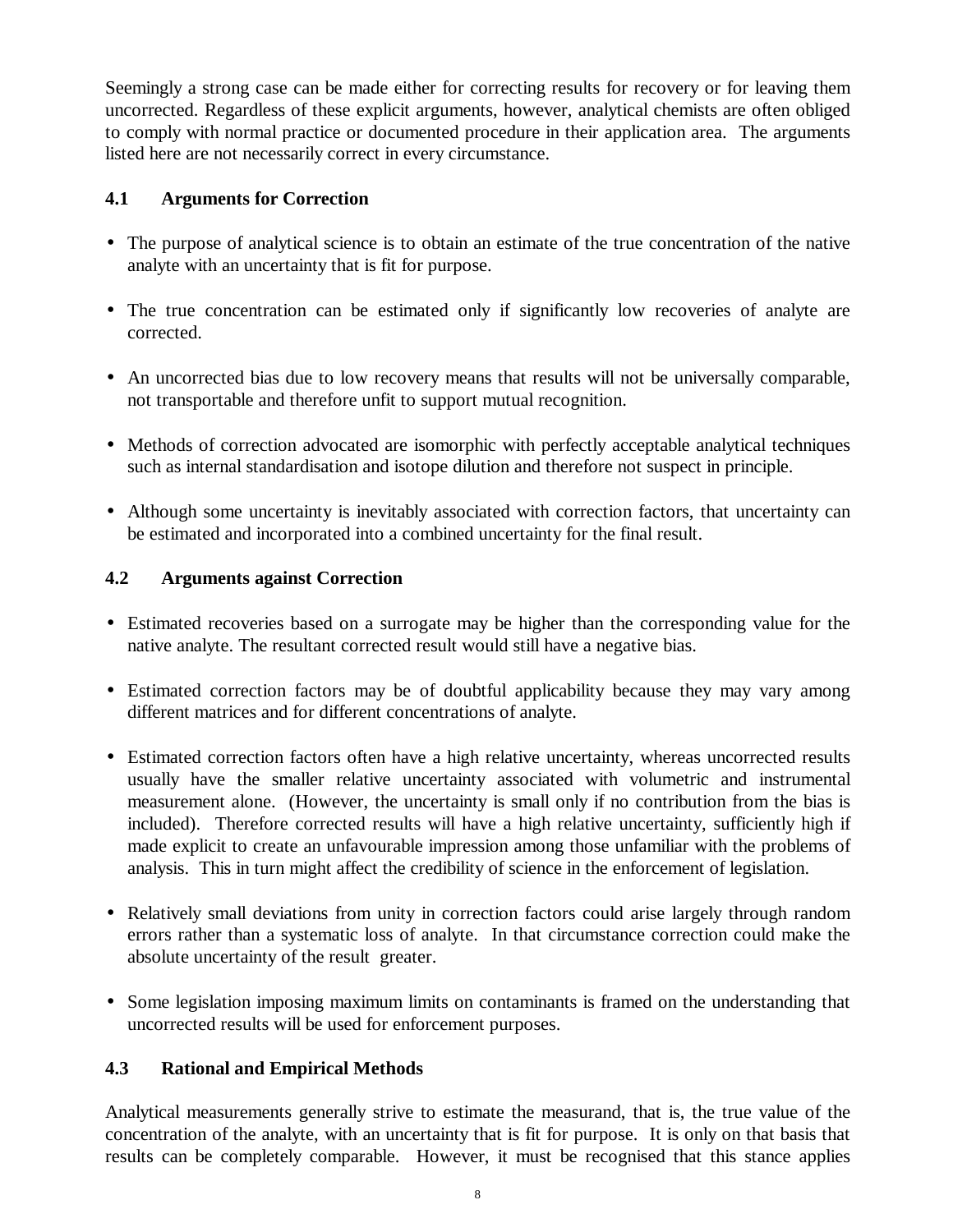Seemingly a strong case can be made either for correcting results for recovery or for leaving them uncorrected. Regardless of these explicit arguments, however, analytical chemists are often obliged to comply with normal practice or documented procedure in their application area. The arguments listed here are not necessarily correct in every circumstance.

### 4.1 Arguments for Correction

- The purpose of analytical science is to obtain an estimate of the true concentration of the native analyte with an uncertainty that is fit for purpose.
- The true concentration can be estimated only if significantly low recoveries of analyte are corrected.
- An uncorrected bias due to low recovery means that results will not be universally comparable, not transportable and therefore unfit to support mutual recognition.
- Methods of correction advocated are isomorphic with perfectly acceptable analytical techniques such as internal standardisation and isotope dilution and therefore not suspect in principle.
- Although some uncertainty is inevitably associated with correction factors, that uncertainty can be estimated and incorporated into a combined uncertainty for the final result.

### 4.2 Arguments against Correction

- Estimated recoveries based on a surrogate may be higher than the corresponding value for the native analyte. The resultant corrected result would still have a negative bias.
- Estimated correction factors may be of doubtful applicability because they may vary among different matrices and for different concentrations of analyte.
- Estimated correction factors often have a high relative uncertainty, whereas uncorrected results usually have the smaller relative uncertainty associated with volumetric and instrumental measurement alone. (However, the uncertainty is small only if no contribution from the bias is included). Therefore corrected results will have a high relative uncertainty, sufficiently high if made explicit to create an unfavourable impression among those unfamiliar with the problems of analysis. This in turn might affect the credibility of science in the enforcement of legislation.
- Relatively small deviations from unity in correction factors could arise largely through random errors rather than a systematic loss of analyte. In that circumstance correction could make the absolute uncertainty of the result greater.
- Some legislation imposing maximum limits on contaminants is framed on the understanding that uncorrected results will be used for enforcement purposes.

### 4.3 Rational and Empirical Methods

Analytical measurements generally strive to estimate the measurand, that is, the true value of the concentration of the analyte, with an uncertainty that is fit for purpose. It is only on that basis that results can be completely comparable. However, it must be recognised that this stance applies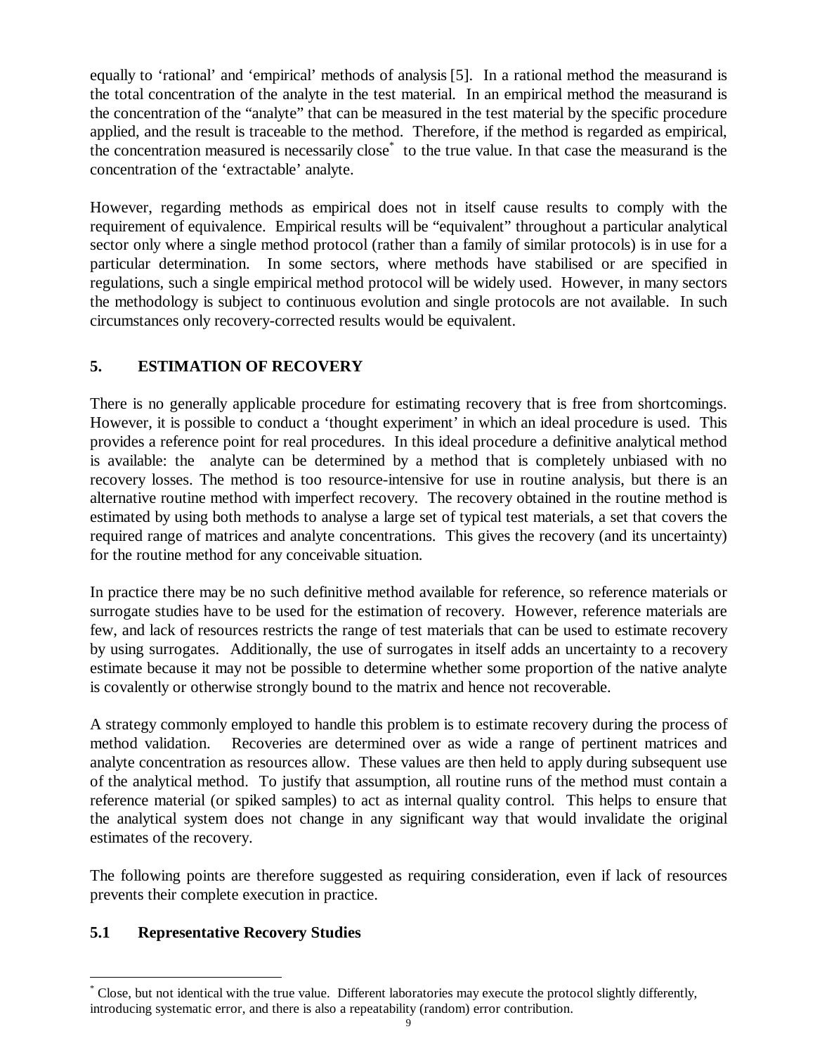equally to 'rational' and 'empirical' methods of analysis [5]. In a rational method the measurand is the total concentration of the analyte in the test material. In an empirical method the measurand is the concentration of the "analyte" that can be measured in the test material by the specific procedure applied, and the result is traceable to the method. Therefore, if the method is regarded as empirical, the concentration measured is necessarily close* to the true value. In that case the measurand is the concentration of the 'extractable' analyte.

However, regarding methods as empirical does not in itself cause results to comply with the requirement of equivalence. Empirical results will be "equivalent" throughout a particular analytical sector only where a single method protocol (rather than a family of similar protocols) is in use for a particular determination. In some sectors, where methods have stabilised or are specified in regulations, such a single empirical method protocol will be widely used. However, in many sectors the methodology is subject to continuous evolution and single protocols are not available. In such circumstances only recovery-corrected results would be equivalent.

## 5. ESTIMATION OF RECOVERY

There is no generally applicable procedure for estimating recovery that is free from shortcomings. However, it is possible to conduct a 'thought experiment' in which an ideal procedure is used. This provides a reference point for real procedures. In this ideal procedure a definitive analytical method is available: the analyte can be determined by a method that is completely unbiased with no recovery losses. The method is too resource-intensive for use in routine analysis, but there is an alternative routine method with imperfect recovery. The recovery obtained in the routine method is estimated by using both methods to analyse a large set of typical test materials, a set that covers the required range of matrices and analyte concentrations. This gives the recovery (and its uncertainty) for the routine method for any conceivable situation.

In practice there may be no such definitive method available for reference, so reference materials or surrogate studies have to be used for the estimation of recovery. However, reference materials are few, and lack of resources restricts the range of test materials that can be used to estimate recovery by using surrogates. Additionally, the use of surrogates in itself adds an uncertainty to a recovery estimate because it may not be possible to determine whether some proportion of the native analyte is covalently or otherwise strongly bound to the matrix and hence not recoverable.

A strategy commonly employed to handle this problem is to estimate recovery during the process of method validation. Recoveries are determined over as wide a range of pertinent matrices and analyte concentration as resources allow. These values are then held to apply during subsequent use of the analytical method. To justify that assumption, all routine runs of the method must contain a reference material (or spiked samples) to act as internal quality control. This helps to ensure that the analytical system does not change in any significant way that would invalidate the original estimates of the recovery.

The following points are therefore suggested as requiring consideration, even if lack of resources prevents their complete execution in practice.

### 5.1 Representative Recovery Studies

---

* Close, but not identical with the true value. Different laboratories may execute the protocol slightly differently, introducing systematic error, and there is also a repeatability (random) error contribution.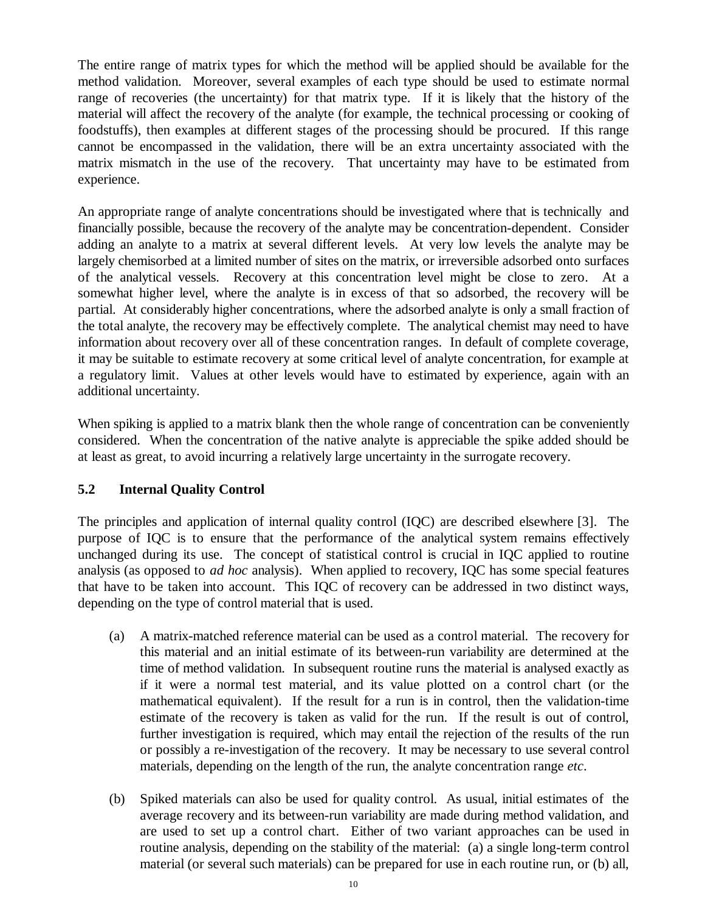The entire range of matrix types for which the method will be applied should be available for the method validation. Moreover, several examples of each type should be used to estimate normal range of recoveries (the uncertainty) for that matrix type. If it is likely that the history of the material will affect the recovery of the analyte (for example, the technical processing or cooking of foodstuffs), then examples at different stages of the processing should be procured. If this range cannot be encompassed in the validation, there will be an extra uncertainty associated with the matrix mismatch in the use of the recovery. That uncertainty may have to be estimated from experience.

An appropriate range of analyte concentrations should be investigated where that is technically and financially possible, because the recovery of the analyte may be concentration-dependent. Consider adding an analyte to a matrix at several different levels. At very low levels the analyte may be largely chemisorbed at a limited number of sites on the matrix, or irreversible adsorbed onto surfaces of the analytical vessels. Recovery at this concentration level might be close to zero. At a somewhat higher level, where the analyte is in excess of that so adsorbed, the recovery will be partial. At considerably higher concentrations, where the adsorbed analyte is only a small fraction of the total analyte, the recovery may be effectively complete. The analytical chemist may need to have information about recovery over all of these concentration ranges. In default of complete coverage, it may be suitable to estimate recovery at some critical level of analyte concentration, for example at a regulatory limit. Values at other levels would have to estimated by experience, again with an additional uncertainty.

When spiking is applied to a matrix blank then the whole range of concentration can be conveniently considered. When the concentration of the native analyte is appreciable the spike added should be at least as great, to avoid incurring a relatively large uncertainty in the surrogate recovery.

## 5.2 Internal Quality Control

The principles and application of internal quality control (IQC) are described elsewhere [3]. The purpose of IQC is to ensure that the performance of the analytical system remains effectively unchanged during its use. The concept of statistical control is crucial in IQC applied to routine analysis (as opposed to *ad hoc* analysis). When applied to recovery, IQC has some special features that have to be taken into account. This IQC of recovery can be addressed in two distinct ways, depending on the type of control material that is used.

(a) A matrix-matched reference material can be used as a control material. The recovery for this material and an initial estimate of its between-run variability are determined at the time of method validation. In subsequent routine runs the material is analysed exactly as if it were a normal test material, and its value plotted on a control chart (or the mathematical equivalent). If the result for a run is in control, then the validation-time estimate of the recovery is taken as valid for the run. If the result is out of control, further investigation is required, which may entail the rejection of the results of the run or possibly a re-investigation of the recovery. It may be necessary to use several control materials, depending on the length of the run, the analyte concentration range *etc*.

(b) Spiked materials can also be used for quality control. As usual, initial estimates of the average recovery and its between-run variability are made during method validation, and are used to set up a control chart. Either of two variant approaches can be used in routine analysis, depending on the stability of the material: (a) a single long-term control material (or several such materials) can be prepared for use in each routine run, or (b) all,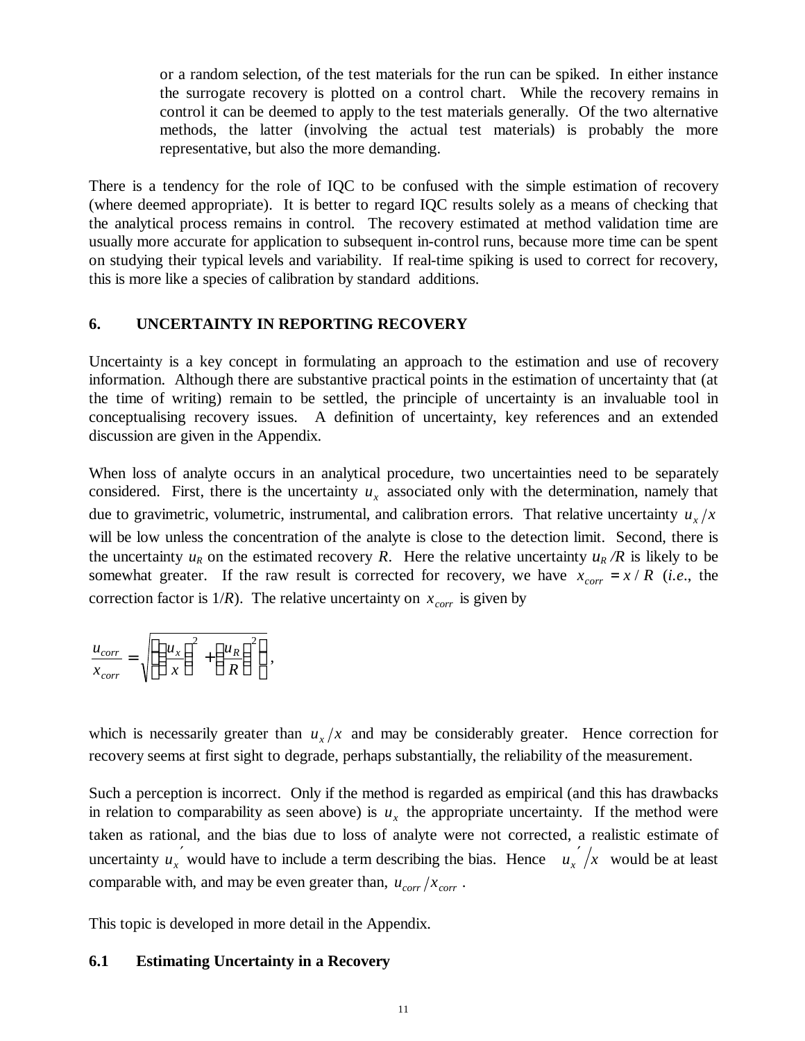or a random selection, of the test materials for the run can be spiked. In either instance the surrogate recovery is plotted on a control chart. While the recovery remains in control it can be deemed to apply to the test materials generally. Of the two alternative methods, the latter (involving the actual test materials) is probably the more representative, but also the more demanding.

There is a tendency for the role of IQC to be confused with the simple estimation of recovery (where deemed appropriate). It is better to regard IQC results solely as a means of checking that the analytical process remains in control. The recovery estimated at method validation time are usually more accurate for application to subsequent in-control runs, because more time can be spent on studying their typical levels and variability. If real-time spiking is used to correct for recovery, this is more like a species of calibration by standard additions.

## 6. UNCERTAINTY IN REPORTING RECOVERY

Uncertainty is a key concept in formulating an approach to the estimation and use of recovery information. Although there are substantive practical points in the estimation of uncertainty that (at the time of writing) remain to be settled, the principle of uncertainty is an invaluable tool in conceptualising recovery issues. A definition of uncertainty, key references and an extended discussion are given in the Appendix.

When loss of analyte occurs in an analytical procedure, two uncertainties need to be separately considered. First, there is the uncertainty $u_x$ associated only with the determination, namely that due to gravimetric, volumetric, instrumental, and calibration errors. That relative uncertainty $u_x/x$ will be low unless the concentration of the analyte is close to the detection limit. Second, there is the uncertainty $u_R$ on the estimated recovery $R$. Here the relative uncertainty $u_R/R$ is likely to be somewhat greater. If the raw result is corrected for recovery, we have $x_{corr} = x/R$ (*i.e.*, the correction factor is $1/R$). The relative uncertainty on $x_{corr}$ is given by

$$\frac{u_{corr}}{x_{corr}} = \sqrt{\left(\left(\frac{u_x}{x}\right)^2 + \left(\frac{u_R}{R}\right)^2\right)},$$

which is necessarily greater than $u_x/x$ and may be considerably greater. Hence correction for recovery seems at first sight to degrade, perhaps substantially, the reliability of the measurement.

Such a perception is incorrect. Only if the method is regarded as empirical (and this has drawbacks in relation to comparability as seen above) is $u_x$ the appropriate uncertainty. If the method were taken as rational, and the bias due to loss of analyte were not corrected, a realistic estimate of uncertainty $u_x'$ would have to include a term describing the bias. Hence $u_x'/x$ would be at least comparable with, and may be even greater than, $u_{corr}/x_{corr}$.

This topic is developed in more detail in the Appendix.

### 6.1 Estimating Uncertainty in a Recovery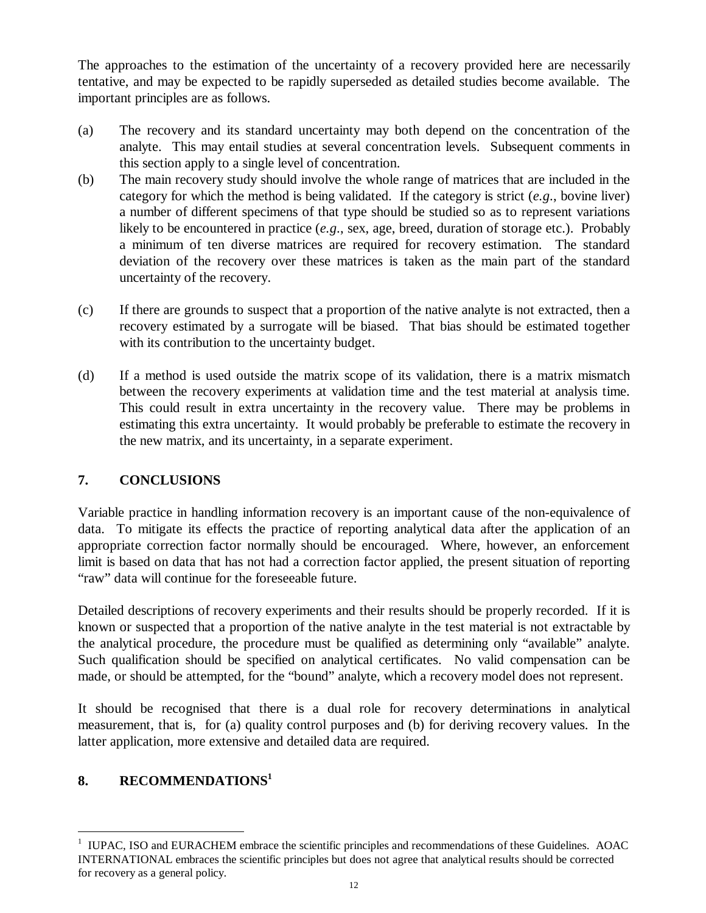The approaches to the estimation of the uncertainty of a recovery provided here are necessarily tentative, and may be expected to be rapidly superseded as detailed studies become available. The important principles are as follows.

(a) The recovery and its standard uncertainty may both depend on the concentration of the analyte. This may entail studies at several concentration levels. Subsequent comments in this section apply to a single level of concentration.

(b) The main recovery study should involve the whole range of matrices that are included in the category for which the method is being validated. If the category is strict (*e.g.*, bovine liver) a number of different specimens of that type should be studied so as to represent variations likely to be encountered in practice (*e.g.*, sex, age, breed, duration of storage etc.). Probably a minimum of ten diverse matrices are required for recovery estimation. The standard deviation of the recovery over these matrices is taken as the main part of the standard uncertainty of the recovery.

(c) If there are grounds to suspect that a proportion of the native analyte is not extracted, then a recovery estimated by a surrogate will be biased. That bias should be estimated together with its contribution to the uncertainty budget.

(d) If a method is used outside the matrix scope of its validation, there is a matrix mismatch between the recovery experiments at validation time and the test material at analysis time. This could result in extra uncertainty in the recovery value. There may be problems in estimating this extra uncertainty. It would probably be preferable to estimate the recovery in the new matrix, and its uncertainty, in a separate experiment.

## 7. CONCLUSIONS

Variable practice in handling information recovery is an important cause of the non-equivalence of data. To mitigate its effects the practice of reporting analytical data after the application of an appropriate correction factor normally should be encouraged. Where, however, an enforcement limit is based on data that has not had a correction factor applied, the present situation of reporting "raw" data will continue for the foreseeable future.

Detailed descriptions of recovery experiments and their results should be properly recorded. If it is known or suspected that a proportion of the native analyte in the test material is not extractable by the analytical procedure, the procedure must be qualified as determining only "available" analyte. Such qualification should be specified on analytical certificates. No valid compensation can be made, or should be attempted, for the "bound" analyte, which a recovery model does not represent.

It should be recognised that there is a dual role for recovery determinations in analytical measurement, that is, for (a) quality control purposes and (b) for deriving recovery values. In the latter application, more extensive and detailed data are required.

## 8. RECOMMENDATIONS[1]

[1] IUPAC, ISO and EURACHEM embrace the scientific principles and recommendations of these Guidelines. AOAC INTERNATIONAL embraces the scientific principles but does not agree that analytical results should be corrected for recovery as a general policy.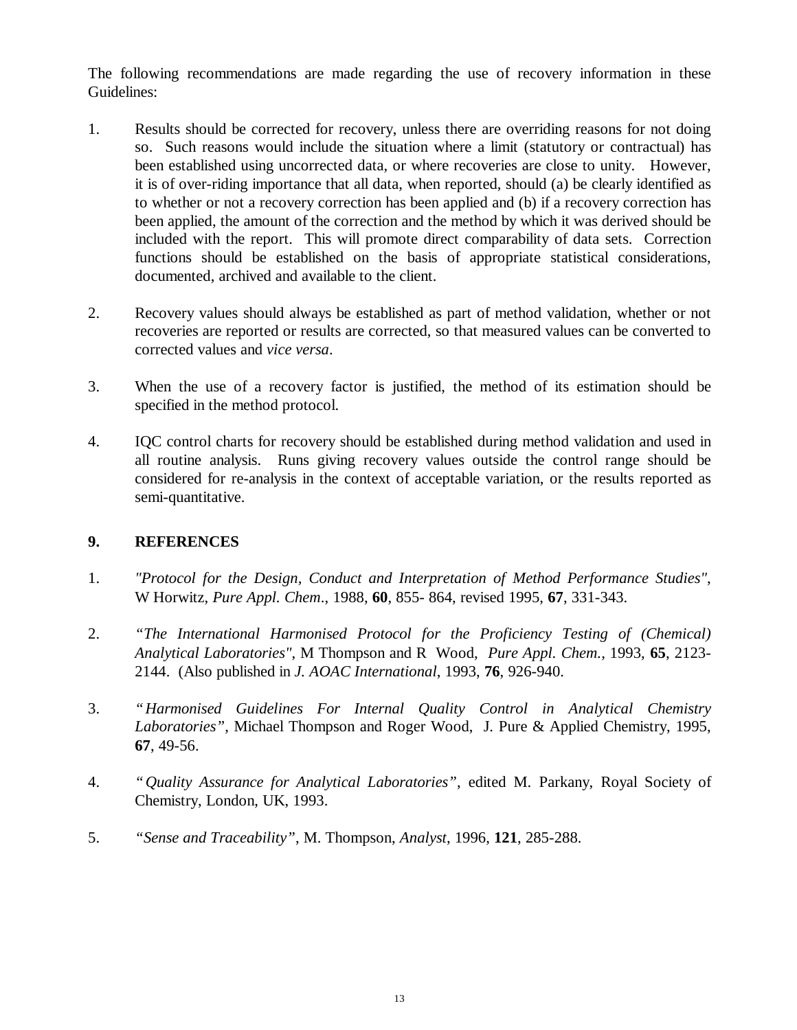The following recommendations are made regarding the use of recovery information in these Guidelines:

1. Results should be corrected for recovery, unless there are overriding reasons for not doing so. Such reasons would include the situation where a limit (statutory or contractual) has been established using uncorrected data, or where recoveries are close to unity. However, it is of over-riding importance that all data, when reported, should (a) be clearly identified as to whether or not a recovery correction has been applied and (b) if a recovery correction has been applied, the amount of the correction and the method by which it was derived should be included with the report. This will promote direct comparability of data sets. Correction functions should be established on the basis of appropriate statistical considerations, documented, archived and available to the client.

2. Recovery values should always be established as part of method validation, whether or not recoveries are reported or results are corrected, so that measured values can be converted to corrected values and *vice versa*.

3. When the use of a recovery factor is justified, the method of its estimation should be specified in the method protocol.

4. IQC control charts for recovery should be established during method validation and used in all routine analysis. Runs giving recovery values outside the control range should be considered for re-analysis in the context of acceptable variation, or the results reported as semi-quantitative.

## 9. REFERENCES

1. *"Protocol for the Design, Conduct and Interpretation of Method Performance Studies"*, W Horwitz, *Pure Appl. Chem*., 1988, **60**, 855- 864, revised 1995, **67**, 331-343.

2. *"The International Harmonised Protocol for the Proficiency Testing of (Chemical) Analytical Laboratories"*, M Thompson and R Wood, *Pure Appl. Chem.*, 1993, **65**, 2123-2144. (Also published in *J. AOAC International*, 1993, **76**, 926-940.

3. *"Harmonised Guidelines For Internal Quality Control in Analytical Chemistry Laboratories"*, Michael Thompson and Roger Wood, J. Pure & Applied Chemistry, 1995, **67**, 49-56.

4. *"Quality Assurance for Analytical Laboratories"*, edited M. Parkany, Royal Society of Chemistry, London, UK, 1993.

5. *"Sense and Traceability"*, M. Thompson, *Analyst*, 1996, **121**, 285-288.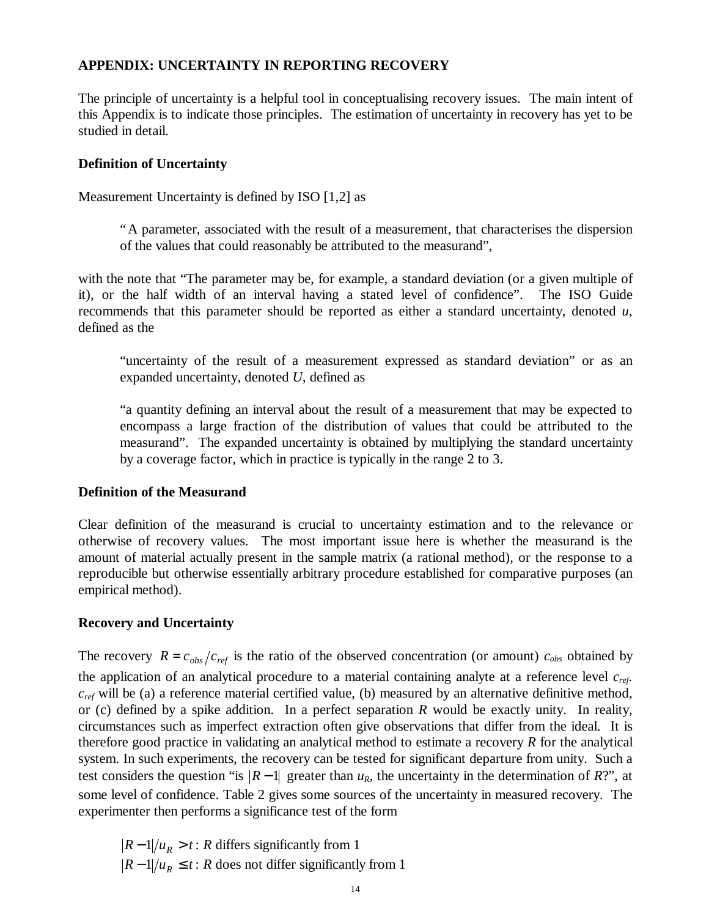## APPENDIX: UNCERTAINTY IN REPORTING RECOVERY

The principle of uncertainty is a helpful tool in conceptualising recovery issues. The main intent of this Appendix is to indicate those principles. The estimation of uncertainty in recovery has yet to be studied in detail.

### Definition of Uncertainty

Measurement Uncertainty is defined by ISO [1,2] as

> "A parameter, associated with the result of a measurement, that characterises the dispersion of the values that could reasonably be attributed to the measurand",

with the note that "The parameter may be, for example, a standard deviation (or a given multiple of it), or the half width of an interval having a stated level of confidence". The ISO Guide recommends that this parameter should be reported as either a standard uncertainty, denoted *u*, defined as the

> "uncertainty of the result of a measurement expressed as standard deviation" or as an expanded uncertainty, denoted *U*, defined as
>
> "a quantity defining an interval about the result of a measurement that may be expected to encompass a large fraction of the distribution of values that could be attributed to the measurand". The expanded uncertainty is obtained by multiplying the standard uncertainty by a coverage factor, which in practice is typically in the range 2 to 3.

### Definition of the Measurand

Clear definition of the measurand is crucial to uncertainty estimation and to the relevance or otherwise of recovery values. The most important issue here is whether the measurand is the amount of material actually present in the sample matrix (a rational method), or the response to a reproducible but otherwise essentially arbitrary procedure established for comparative purposes (an empirical method).

### Recovery and Uncertainty

The recovery $R = c_{obs}/c_{ref}$ is the ratio of the observed concentration (or amount) $c_{obs}$ obtained by the application of an analytical procedure to a material containing analyte at a reference level $c_{ref}$. $c_{ref}$ will be (a) a reference material certified value, (b) measured by an alternative definitive method, or (c) defined by a spike addition. In a perfect separation $R$ would be exactly unity. In reality, circumstances such as imperfect extraction often give observations that differ from the ideal. It is therefore good practice in validating an analytical method to estimate a recovery $R$ for the analytical system. In such experiments, the recovery can be tested for significant departure from unity. Such a test considers the question "is $|R-1|$ greater than $u_R$, the uncertainty in the determination of $R$?", at some level of confidence. Table 2 gives some sources of the uncertainty in measured recovery. The experimenter then performs a significance test of the form

$|R-1|/u_R > t$ : $R$ differs significantly from 1

$|R-1|/u_R \leq t$ : $R$ does not differ significantly from 1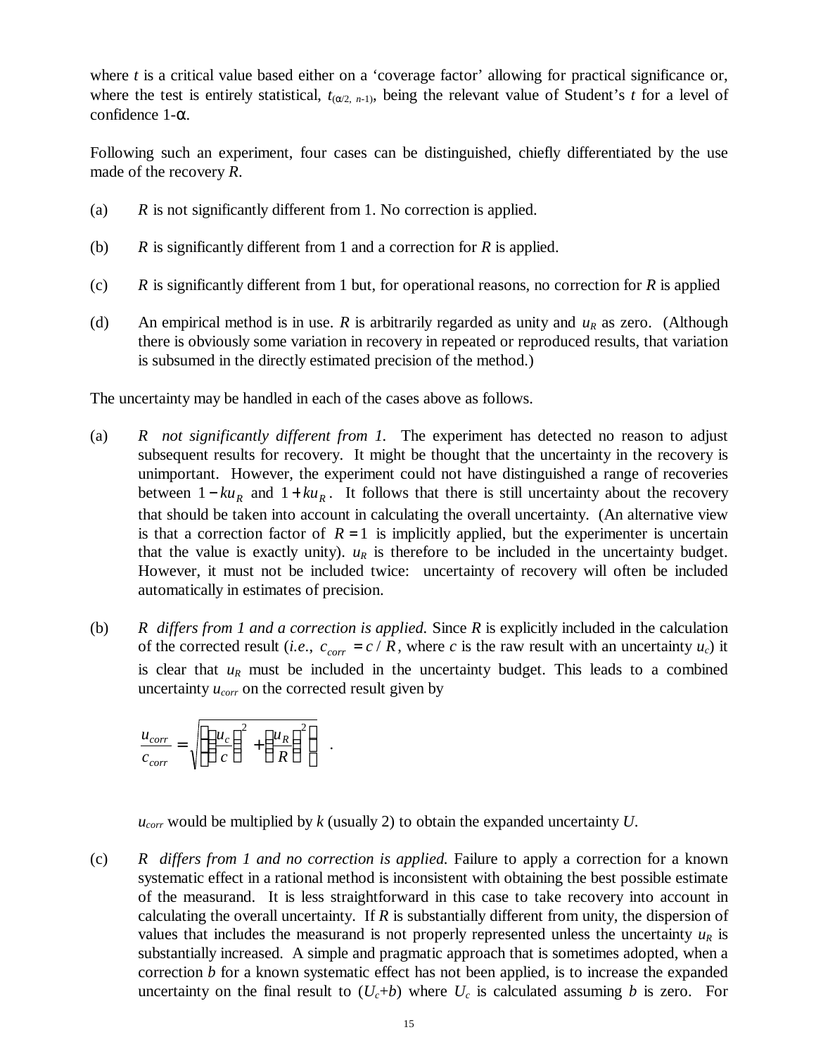where $t$ is a critical value based either on a 'coverage factor' allowing for practical significance or, where the test is entirely statistical, $t_{(\alpha/2,\, n-1)}$, being the relevant value of Student's $t$ for a level of confidence $1-\alpha$.

Following such an experiment, four cases can be distinguished, chiefly differentiated by the use made of the recovery $R$.

(a) $R$ is not significantly different from 1. No correction is applied.

(b) $R$ is significantly different from 1 and a correction for $R$ is applied.

(c) $R$ is significantly different from 1 but, for operational reasons, no correction for $R$ is applied

(d) An empirical method is in use. $R$ is arbitrarily regarded as unity and $u_R$ as zero. (Although there is obviously some variation in recovery in repeated or reproduced results, that variation is subsumed in the directly estimated precision of the method.)

The uncertainty may be handled in each of the cases above as follows.

(a) *$R$ not significantly different from 1.* The experiment has detected no reason to adjust subsequent results for recovery. It might be thought that the uncertainty in the recovery is unimportant. However, the experiment could not have distinguished a range of recoveries between $1-ku_R$ and $1+ku_R$. It follows that there is still uncertainty about the recovery that should be taken into account in calculating the overall uncertainty. (An alternative view is that a correction factor of $R=1$ is implicitly applied, but the experimenter is uncertain that the value is exactly unity). $u_R$ is therefore to be included in the uncertainty budget. However, it must not be included twice: uncertainty of recovery will often be included automatically in estimates of precision.

(b) *$R$ differs from 1 and a correction is applied.* Since $R$ is explicitly included in the calculation of the corrected result (*i.e.*, $c_{corr} = c/R$, where $c$ is the raw result with an uncertainty $u_c$) it is clear that $u_R$ must be included in the uncertainty budget. This leads to a combined uncertainty $u_{corr}$ on the corrected result given by

$$\frac{u_{corr}}{c_{corr}} = \sqrt{\left(\left(\frac{u_c}{c}\right)^2 + \left(\frac{u_R}{R}\right)^2\right)} \quad .$$

$u_{corr}$ would be multiplied by $k$ (usually 2) to obtain the expanded uncertainty $U$.

(c) *$R$ differs from 1 and no correction is applied.* Failure to apply a correction for a known systematic effect in a rational method is inconsistent with obtaining the best possible estimate of the measurand. It is less straightforward in this case to take recovery into account in calculating the overall uncertainty. If $R$ is substantially different from unity, the dispersion of values that includes the measurand is not properly represented unless the uncertainty $u_R$ is substantially increased. A simple and pragmatic approach that is sometimes adopted, when a correction $b$ for a known systematic effect has not been applied, is to increase the expanded uncertainty on the final result to $(U_c+b)$ where $U_c$ is calculated assuming $b$ is zero. For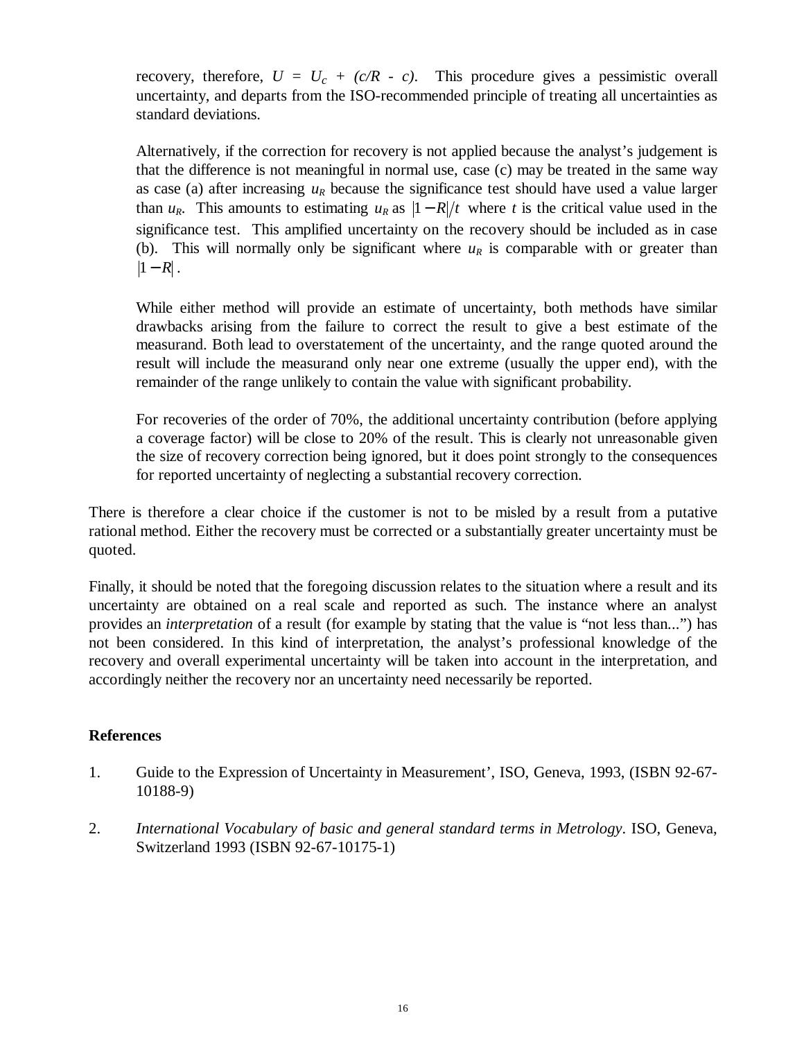recovery, therefore, $U = U_c + (c/R - c)$. This procedure gives a pessimistic overall uncertainty, and departs from the ISO-recommended principle of treating all uncertainties as standard deviations.

Alternatively, if the correction for recovery is not applied because the analyst's judgement is that the difference is not meaningful in normal use, case (c) may be treated in the same way as case (a) after increasing $u_R$ because the significance test should have used a value larger than $u_R$. This amounts to estimating $u_R$ as $|1-R|/t$ where $t$ is the critical value used in the significance test. This amplified uncertainty on the recovery should be included as in case (b). This will normally only be significant where $u_R$ is comparable with or greater than $|1-R|$.

While either method will provide an estimate of uncertainty, both methods have similar drawbacks arising from the failure to correct the result to give a best estimate of the measurand. Both lead to overstatement of the uncertainty, and the range quoted around the result will include the measurand only near one extreme (usually the upper end), with the remainder of the range unlikely to contain the value with significant probability.

For recoveries of the order of 70%, the additional uncertainty contribution (before applying a coverage factor) will be close to 20% of the result. This is clearly not unreasonable given the size of recovery correction being ignored, but it does point strongly to the consequences for reported uncertainty of neglecting a substantial recovery correction.

There is therefore a clear choice if the customer is not to be misled by a result from a putative rational method. Either the recovery must be corrected or a substantially greater uncertainty must be quoted.

Finally, it should be noted that the foregoing discussion relates to the situation where a result and its uncertainty are obtained on a real scale and reported as such. The instance where an analyst provides an *interpretation* of a result (for example by stating that the value is "not less than...") has not been considered. In this kind of interpretation, the analyst's professional knowledge of the recovery and overall experimental uncertainty will be taken into account in the interpretation, and accordingly neither the recovery nor an uncertainty need necessarily be reported.

**References**

1. Guide to the Expression of Uncertainty in Measurement', ISO, Geneva, 1993, (ISBN 92-67-10188-9)

2. *International Vocabulary of basic and general standard terms in Metrology*. ISO, Geneva, Switzerland 1993 (ISBN 92-67-10175-1)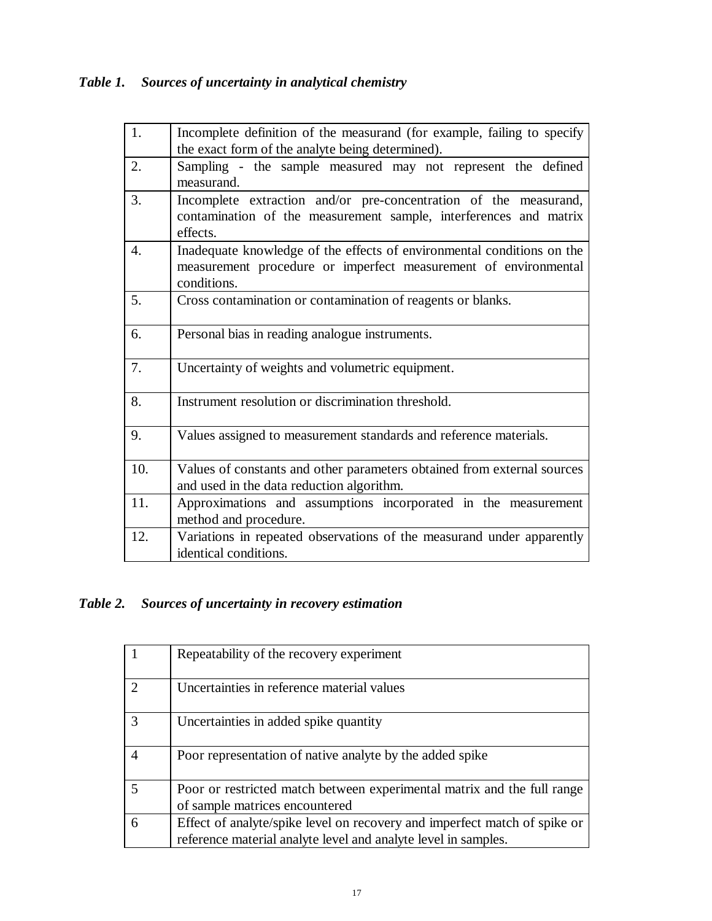***Table 1. Sources of uncertainty in analytical chemistry***

| | |
|---|---|
| 1. | Incomplete definition of the measurand (for example, failing to specify the exact form of the analyte being determined). |
| 2. | Sampling - the sample measured may not represent the defined measurand. |
| 3. | Incomplete extraction and/or pre-concentration of the measurand, contamination of the measurement sample, interferences and matrix effects. |
| 4. | Inadequate knowledge of the effects of environmental conditions on the measurement procedure or imperfect measurement of environmental conditions. |
| 5. | Cross contamination or contamination of reagents or blanks. |
| 6. | Personal bias in reading analogue instruments. |
| 7. | Uncertainty of weights and volumetric equipment. |
| 8. | Instrument resolution or discrimination threshold. |
| 9. | Values assigned to measurement standards and reference materials. |
| 10. | Values of constants and other parameters obtained from external sources and used in the data reduction algorithm. |
| 11. | Approximations and assumptions incorporated in the measurement method and procedure. |
| 12. | Variations in repeated observations of the measurand under apparently identical conditions. |

***Table 2. Sources of uncertainty in recovery estimation***

| | |
|---|---|
| 1 | Repeatability of the recovery experiment |
| 2 | Uncertainties in reference material values |
| 3 | Uncertainties in added spike quantity |
| 4 | Poor representation of native analyte by the added spike |
| 5 | Poor or restricted match between experimental matrix and the full range of sample matrices encountered |
| 6 | Effect of analyte/spike level on recovery and imperfect match of spike or reference material analyte level and analyte level in samples. |